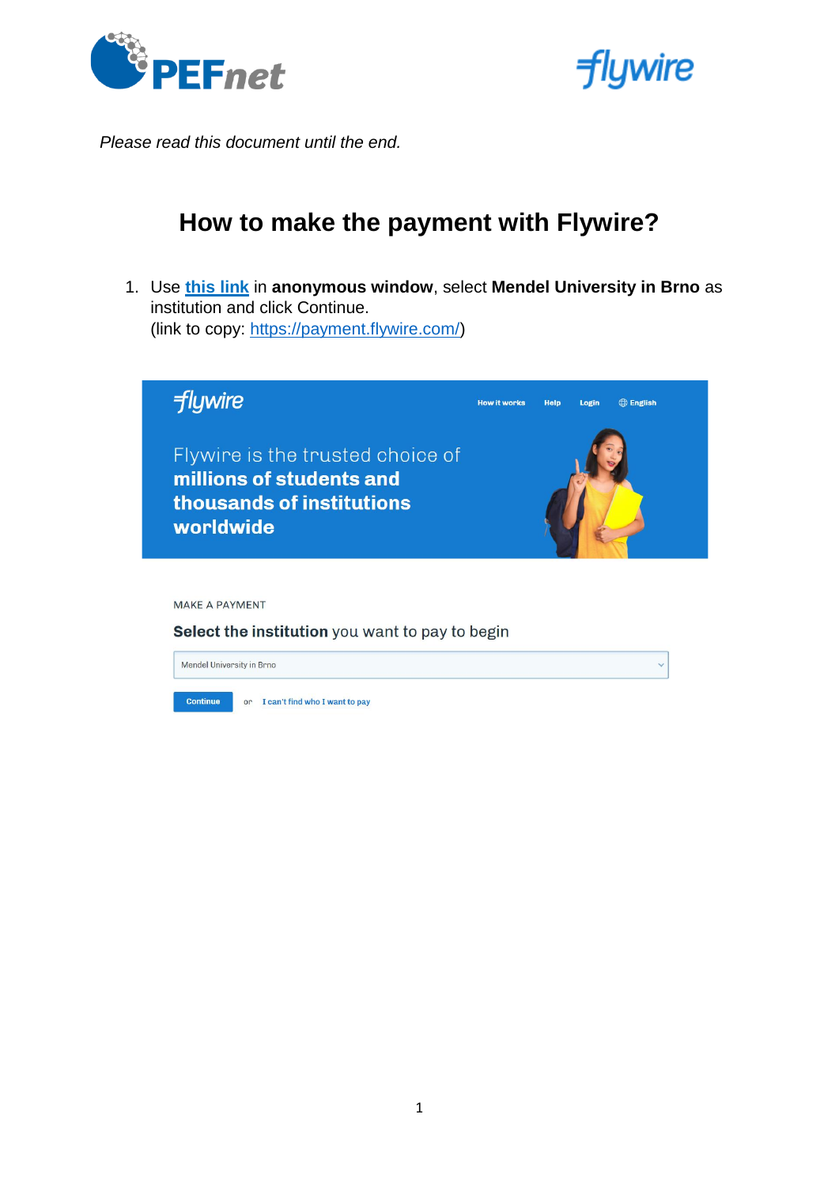*Please read this document until the end.*

# How to make the payment with Flywire?

1. Use **[this link](https://payment.flywire.com/)** in **anonymous window**, select **Mendel University in Brno** as institution and click Continue.
   (link to copy: [https://payment.flywire.com/](https://payment.flywire.com/))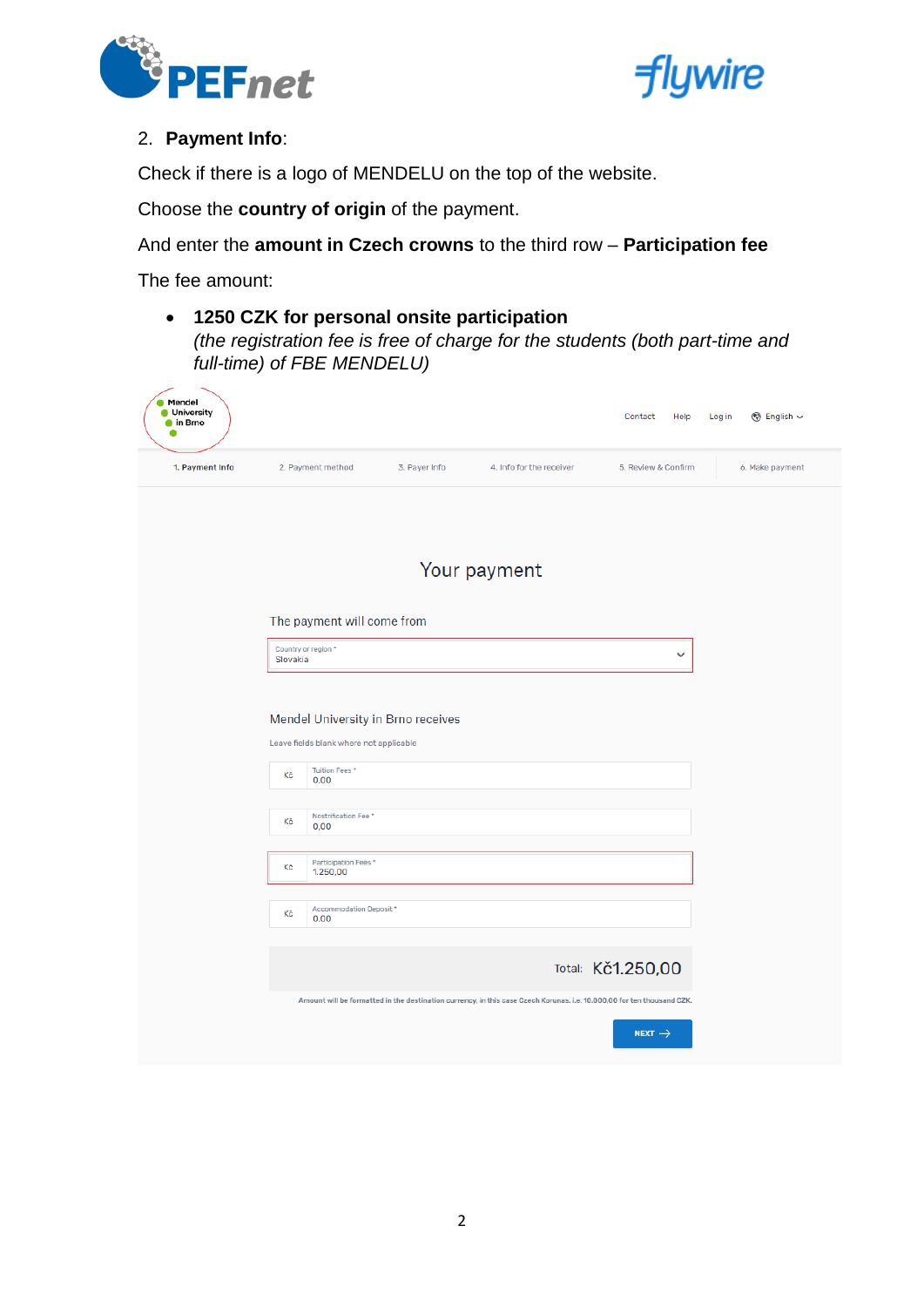2. **Payment Info**:

Check if there is a logo of MENDELU on the top of the website.

Choose the **country of origin** of the payment.

And enter the **amount in Czech crowns** to the third row – **Participation fee**

The fee amount:

- **1250 CZK for personal onsite participation**
  *(the registration fee is free of charge for the students (both part-time and full-time) of FBE MENDELU)*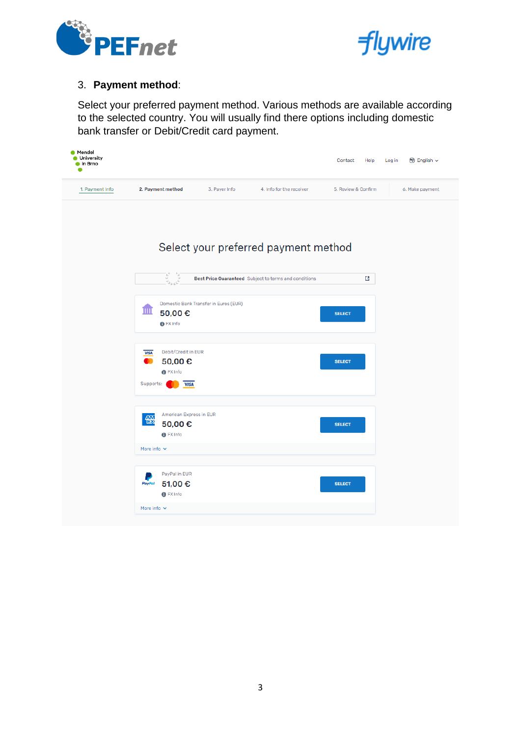3. **Payment method**:

Select your preferred payment method. Various methods are available according to the selected country. You will usually find there options including domestic bank transfer or Debit/Credit card payment.

Mendel University in Brno

Contact Help Log in English

1. Payment Info 2. Payment method 3. Payer Info 4. Info for the receiver 5. Review & Confirm 6. Make payment

Select your preferred payment method

**Best Price Guaranteed** Subject to terms and conditions

Domestic Bank Transfer in Euros (EUR)
50,00 €
FX Info
SELECT

Debit/Credit in EUR
50,00 €
FX Info
Supports:
SELECT

American Express in EUR
50,00 €
FX Info
More info
SELECT

PayPal in EUR
51,00 €
FX Info
More info
SELECT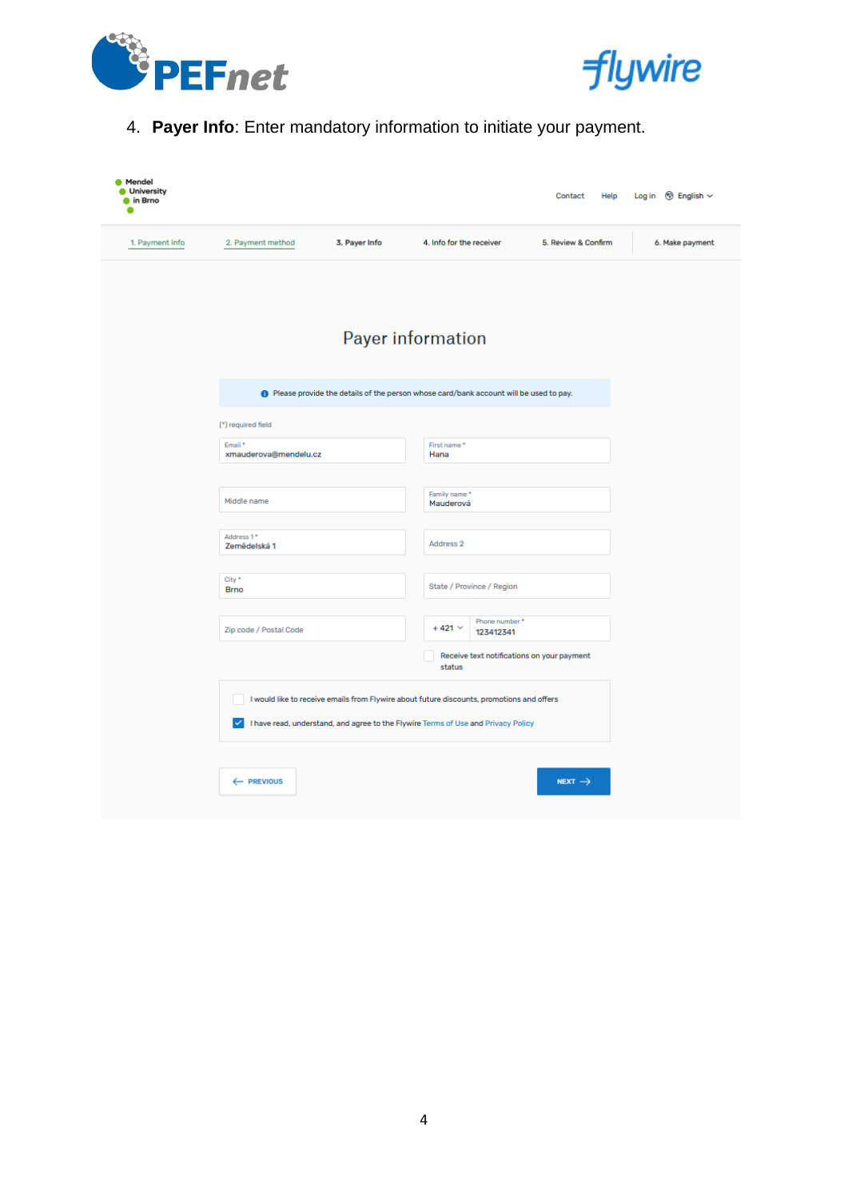4. **Payer Info**: Enter mandatory information to initiate your payment.

Mendel University in Brno

Contact Help Log in English

1. Payment Info 2. Payment method 3. Payer Info 4. Info for the receiver 5. Review & Confirm 6. Make payment

## Payer information

Please provide the details of the person whose card/bank account will be used to pay.

(*) required field

Email * xmauderova@mendelu.cz

First name * Hana

Middle name

Family name * Mauderová

Address 1 * Zemědelská 1

Address 2

City * Brno

State / Province / Region

Zip code / Postal Code

+ 421 Phone number * 123412341

Receive text notifications on your payment status

I would like to receive emails from Flywire about future discounts, promotions and offers

I have read, understand, and agree to the Flywire Terms of Use and Privacy Policy

PREVIOUS NEXT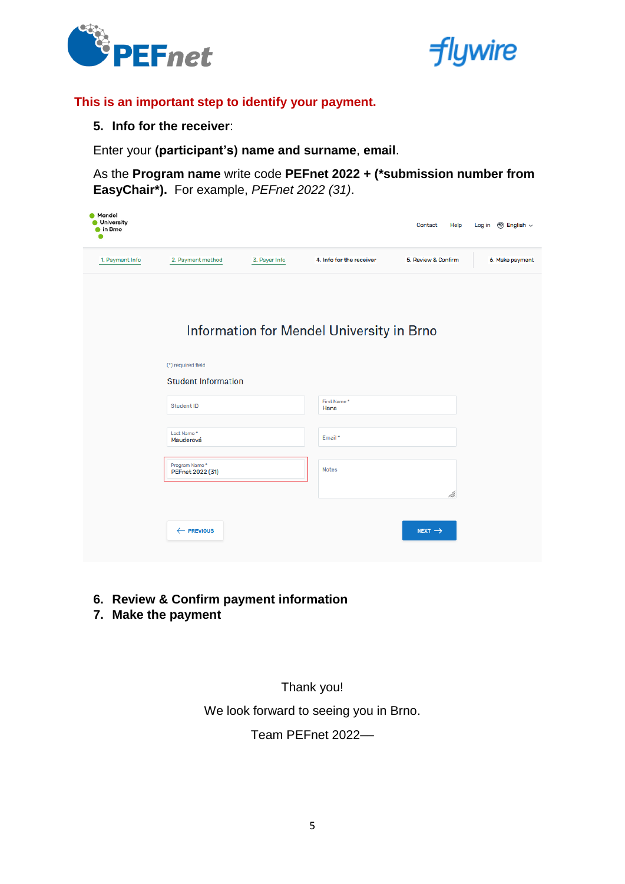**This is an important step to identify your payment.**

5. **Info for the receiver**:

Enter your **(participant's) name and surname**, **email**.

As the **Program name** write code **PEFnet 2022 + (*submission number from EasyChair*).** For example, *PEFnet 2022 (31)*.

6. **Review & Confirm payment information**
7. **Make the payment**

Thank you!

We look forward to seeing you in Brno.

Team PEFnet 2022—